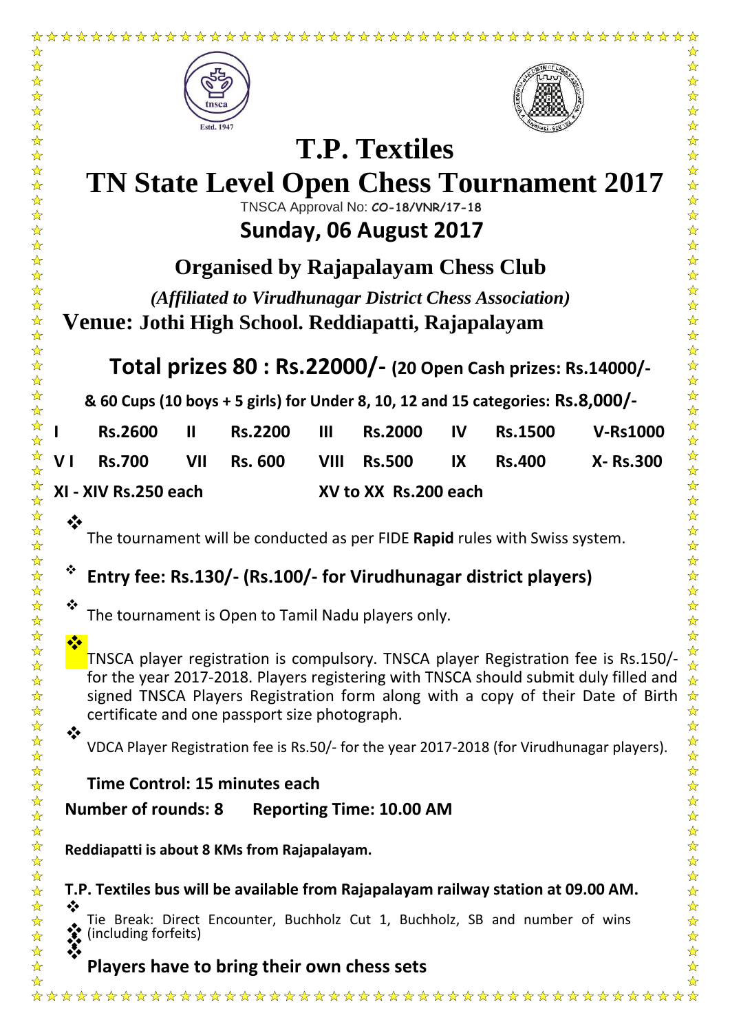# T.P. Textiles

# TN State Level Open Chess Tournament 2017

TNSCA Approval No: ***CO-18/VNR/17-18***

## Sunday, 06 August 2017

### Organised by Rajapalayam Chess Club

*(Affiliated to Virudhunagar District Chess Association)*

**Venue: Jothi High School. Reddiapatti, Rajapalayam**

**Total prizes 80 : Rs.22000/- (20 Open Cash prizes: Rs.14000/-**

**& 60 Cups (10 boys + 5 girls) for Under 8, 10, 12 and 15 categories: Rs.8,000/-**

| | | | | | | | | | |
|---|---|---|---|---|---|---|---|---|---|
| **I** | **Rs.2600** | **II** | **Rs.2200** | **III** | **Rs.2000** | **IV** | **Rs.1500** | **V-Rs1000** | |
| **V I** | **Rs.700** | **VII** | **Rs. 600** | **VIII** | **Rs.500** | **IX** | **Rs.400** | **X- Rs.300** | |
| **XI - XIV Rs.250 each** | | | | **XV to XX Rs.200 each** | | | | | |

- The tournament will be conducted as per FIDE **Rapid** rules with Swiss system.
- **Entry fee: Rs.130/- (Rs.100/- for Virudhunagar district players)**
- The tournament is Open to Tamil Nadu players only.
- TNSCA player registration is compulsory. TNSCA player Registration fee is Rs.150/- for the year 2017-2018. Players registering with TNSCA should submit duly filled and signed TNSCA Players Registration form along with a copy of their Date of Birth certificate and one passport size photograph.
- VDCA Player Registration fee is Rs.50/- for the year 2017-2018 (for Virudhunagar players).

**Time Control: 15 minutes each**

**Number of rounds: 8 Reporting Time: 10.00 AM**

**Reddiapatti is about 8 KMs from Rajapalayam.**

**T.P. Textiles bus will be available from Rajapalayam railway station at 09.00 AM.**

- Tie Break: Direct Encounter, Buchholz Cut 1, Buchholz, SB and number of wins (including forfeits)
- **Players have to bring their own chess sets**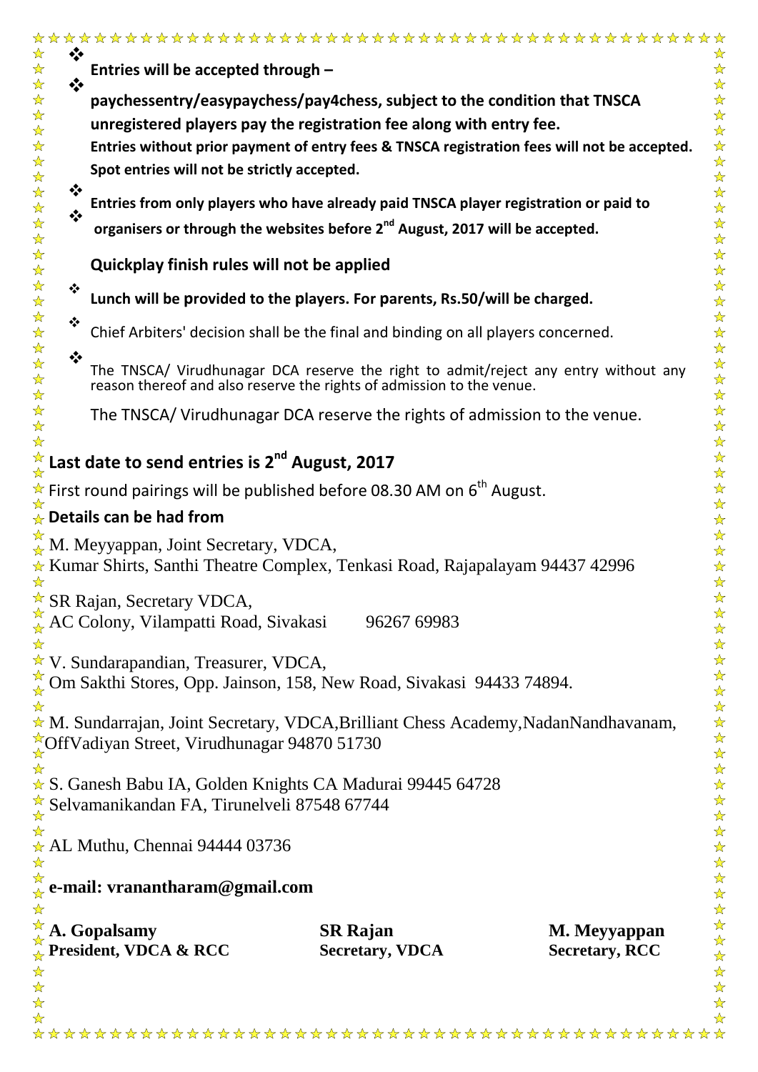- **Entries will be accepted through –**
- **paychessentry/easypaychess/pay4chess, subject to the condition that TNSCA unregistered players pay the registration fee along with entry fee.**
  **Entries without prior payment of entry fees & TNSCA registration fees will not be accepted.**
  **Spot entries will not be strictly accepted.**
- **Entries from only players who have already paid TNSCA player registration or paid to**
- **organisers or through the websites before 2nd August, 2017 will be accepted.**

  **Quickplay finish rules will not be applied**
- **Lunch will be provided to the players. For parents, Rs.50/will be charged.**
- Chief Arbiters' decision shall be the final and binding on all players concerned.
- The TNSCA/ Virudhunagar DCA reserve the right to admit/reject any entry without any reason thereof and also reserve the rights of admission to the venue.

  The TNSCA/ Virudhunagar DCA reserve the rights of admission to the venue.

## Last date to send entries is 2nd August, 2017

First round pairings will be published before 08.30 AM on 6th August.

**Details can be had from**

M. Meyyappan, Joint Secretary, VDCA,
Kumar Shirts, Santhi Theatre Complex, Tenkasi Road, Rajapalayam 94437 42996

SR Rajan, Secretary VDCA,
AC Colony, Vilampatti Road, Sivakasi 96267 69983

V. Sundarapandian, Treasurer, VDCA,
Om Sakthi Stores, Opp. Jainson, 158, New Road, Sivakasi 94433 74894.

M. Sundarrajan, Joint Secretary, VDCA,Brilliant Chess Academy,NadanNandhavanam, OffVadiyan Street, Virudhunagar 94870 51730

S. Ganesh Babu IA, Golden Knights CA Madurai 99445 64728
Selvamanikandan FA, Tirunelveli 87548 67744

AL Muthu, Chennai 94444 03736

**e-mail: vranantharam@gmail.com**

| | | |
|---|---|---|
| **A. Gopalsamy** | **SR Rajan** | **M. Meyyappan** |
| **President, VDCA & RCC** | **Secretary, VDCA** | **Secretary, RCC** |